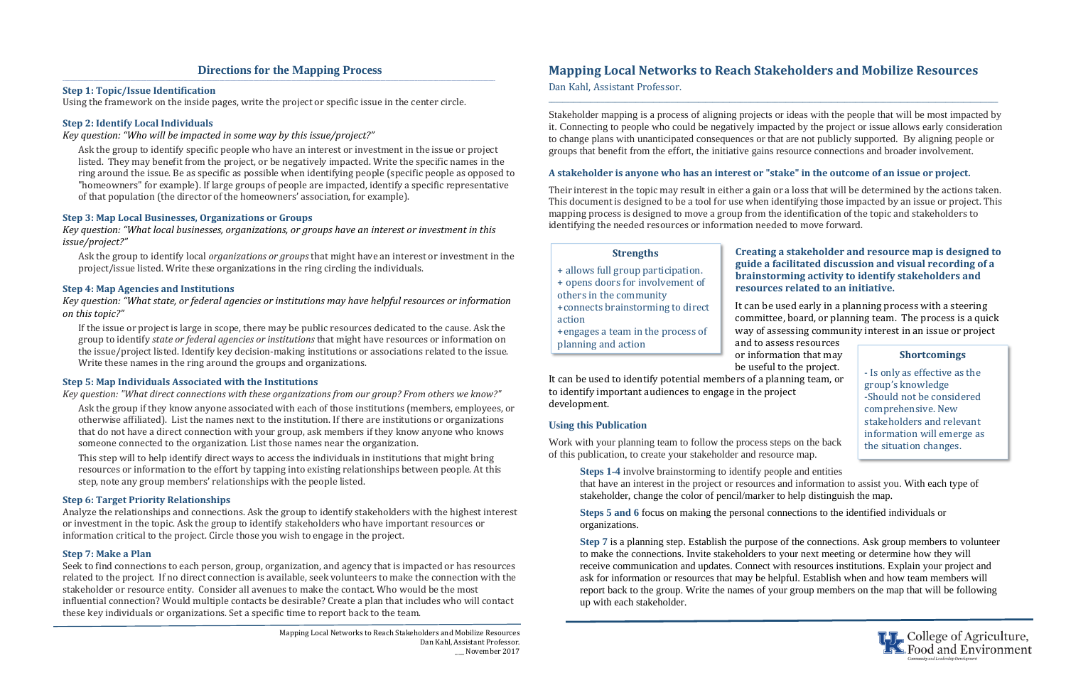## Directions for the Mapping Process

**Step 1: Topic/Issue Identification**

Using the framework on the inside pages, write the project or specific issue in the center circle.

**Step 2: Identify Local Individuals**

*Key question: "Who will be impacted in some way by this issue/project?"*

Ask the group to identify specific people who have an interest or investment in the issue or project listed. They may benefit from the project, or be negatively impacted. Write the specific names in the ring around the issue. Be as specific as possible when identifying people (specific people as opposed to "homeowners" for example). If large groups of people are impacted, identify a specific representative of that population (the director of the homeowners' association, for example).

**Step 3: Map Local Businesses, Organizations or Groups**

*Key question: "What local businesses, organizations, or groups have an interest or investment in this issue/project?"*

Ask the group to identify local *organizations or groups* that might have an interest or investment in the project/issue listed. Write these organizations in the ring circling the individuals.

**Step 4: Map Agencies and Institutions**

*Key question: "What state, or federal agencies or institutions may have helpful resources or information on this topic?"*

If the issue or project is large in scope, there may be public resources dedicated to the cause. Ask the group to identify *state or federal agencies or institutions* that might have resources or information on the issue/project listed. Identify key decision-making institutions or associations related to the issue. Write these names in the ring around the groups and organizations.

**Step 5: Map Individuals Associated with the Institutions**

*Key question: "What direct connections with these organizations from our group? From others we know?"*

Ask the group if they know anyone associated with each of those institutions (members, employees, or otherwise affiliated). List the names next to the institution. If there are institutions or organizations that do not have a direct connection with your group, ask members if they know anyone who knows someone connected to the organization. List those names near the organization.

This step will to help identify direct ways to access the individuals in institutions that might bring resources or information to the effort by tapping into existing relationships between people. At this step, note any group members' relationships with the people listed.

**Step 6: Target Priority Relationships**

Analyze the relationships and connections. Ask the group to identify stakeholders with the highest interest or investment in the topic. Ask the group to identify stakeholders who have important resources or information critical to the project. Circle those you wish to engage in the project.

**Step 7: Make a Plan**

Seek to find connections to each person, group, organization, and agency that is impacted or has resources related to the project. If no direct connection is available, seek volunteers to make the connection with the stakeholder or resource entity. Consider all avenues to make the contact. Who would be the most influential connection? Would multiple contacts be desirable? Create a plan that includes who will contact these key individuals or organizations. Set a specific time to report back to the team.

Mapping Local Networks to Reach Stakeholders and Mobilize Resources
Dan Kahl, Assistant Professor.
___ November 2017

# Mapping Local Networks to Reach Stakeholders and Mobilize Resources

Dan Kahl, Assistant Professor.

Stakeholder mapping is a process of aligning projects or ideas with the people that will be most impacted by it. Connecting to people who could be negatively impacted by the project or issue allows early consideration to change plans with unanticipated consequences or that are not publicly supported. By aligning people or groups that benefit from the effort, the initiative gains resource connections and broader involvement.

**A stakeholder is anyone who has an interest or "stake" in the outcome of an issue or project.**

Their interest in the topic may result in either a gain or a loss that will be determined by the actions taken. This document is designed to be a tool for use when identifying those impacted by an issue or project. This mapping process is designed to move a group from the identification of the topic and stakeholders to identifying the needed resources or information needed to move forward.

**Strengths**

+ allows full group participation.
+ opens doors for involvement of others in the community
+connects brainstorming to direct action
+engages a team in the process of planning and action

**Creating a stakeholder and resource map is designed to guide a facilitated discussion and visual recording of a brainstorming activity to identify stakeholders and resources related to an initiative.**

It can be used early in a planning process with a steering committee, board, or planning team. The process is a quick way of assessing community interest in an issue or project and to assess resources or information that may be useful to the project. It can be used to identify potential members of a planning team, or to identify important audiences to engage in the project development.

**Shortcomings**

- Is only as effective as the group's knowledge
-Should not be considered comprehensive. New stakeholders and relevant information will emerge as the situation changes.

### Using this Publication

Work with your planning team to follow the process steps on the back of this publication, to create your stakeholder and resource map.

**Steps 1-4** involve brainstorming to identify people and entities that have an interest in the project or resources and information to assist you. With each type of stakeholder, change the color of pencil/marker to help distinguish the map.

**Steps 5 and 6** focus on making the personal connections to the identified individuals or organizations.

**Step 7** is a planning step. Establish the purpose of the connections. Ask group members to volunteer to make the connections. Invite stakeholders to your next meeting or determine how they will receive communication and updates. Connect with resources institutions. Explain your project and ask for information or resources that may be helpful. Establish when and how team members will report back to the group. Write the names of your group members on the map that will be following up with each stakeholder.

College of Agriculture, Food and Environment
Community and Leadership Development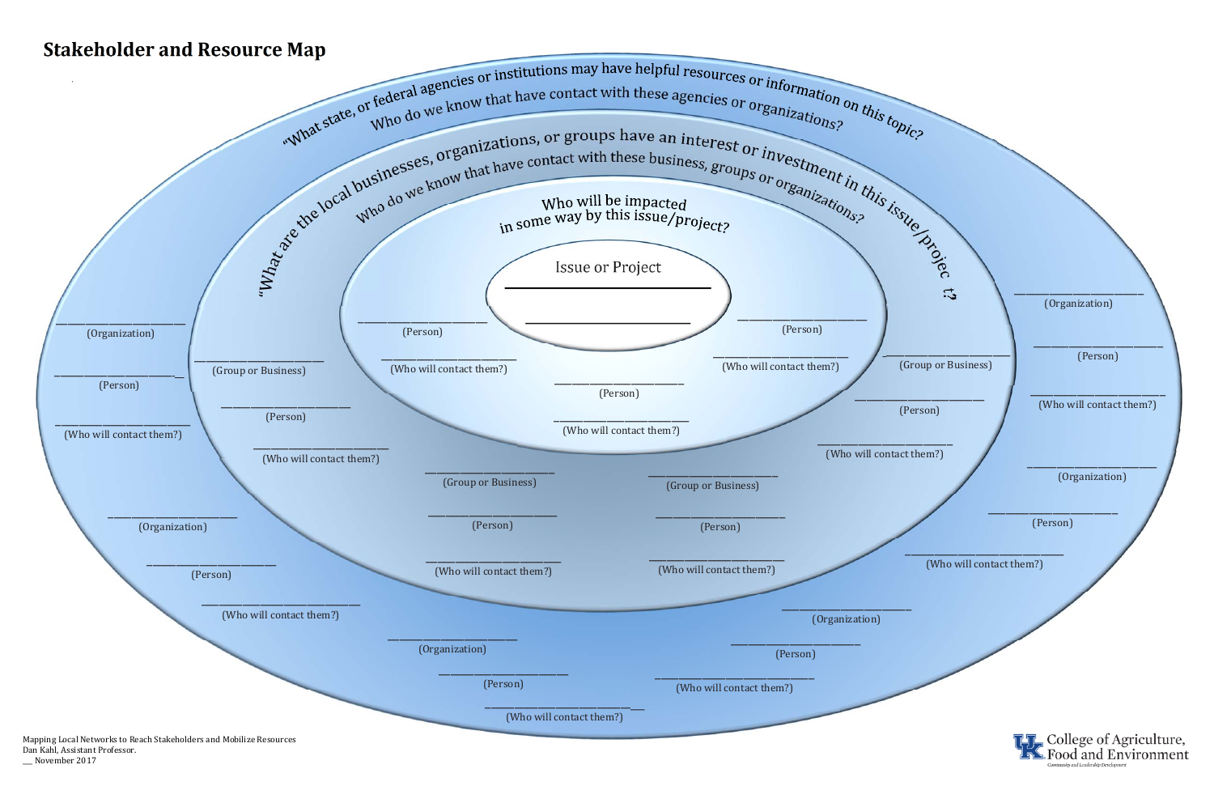# Stakeholder and Resource Map

"What state, or federal agencies or institutions may have helpful resources or information on this topic?
Who do we know that have contact with these agencies or organizations?

"What are the local businesses, organizations, or groups have an interest or investment in this issue/projec t?
Who do we know that have contact with these business, groups or organizations?

Who will be impacted
in some way by this issue/project?

Issue or Project
______________________
______________________

______________________ (Person)
______________________ (Who will contact them?)

______________________ (Person)
______________________ (Who will contact them?)

______________________ (Person)
______________________ (Who will contact them?)

______________________ (Group or Business)
______________________ (Person)
______________________ (Who will contact them?)

______________________ (Group or Business)
______________________ (Person)
______________________ (Who will contact them?)

______________________ (Group or Business)
______________________ (Person)
______________________ (Who will contact them?)

______________________ (Group or Business)
______________________ (Person)
______________________ (Who will contact them?)

______________________ (Organization)
______________________ (Person)
______________________ (Who will contact them?)

______________________ (Organization)
______________________ (Person)
______________________ (Who will contact them?)

______________________ (Organization)
______________________ (Person)
______________________ (Who will contact them?)

______________________ (Organization)
______________________ (Person)
______________________ (Who will contact them?)

______________________ (Organization)
______________________ (Person)
______________________ (Who will contact them?)

______________________ (Organization)
______________________ (Person)
______________________ (Who will contact them?)

Mapping Local Networks to Reach Stakeholders and Mobilize Resources
Dan Kahl, Assistant Professor.
__ November 2017

College of Agriculture, Food and Environment
Community and Leadership Development